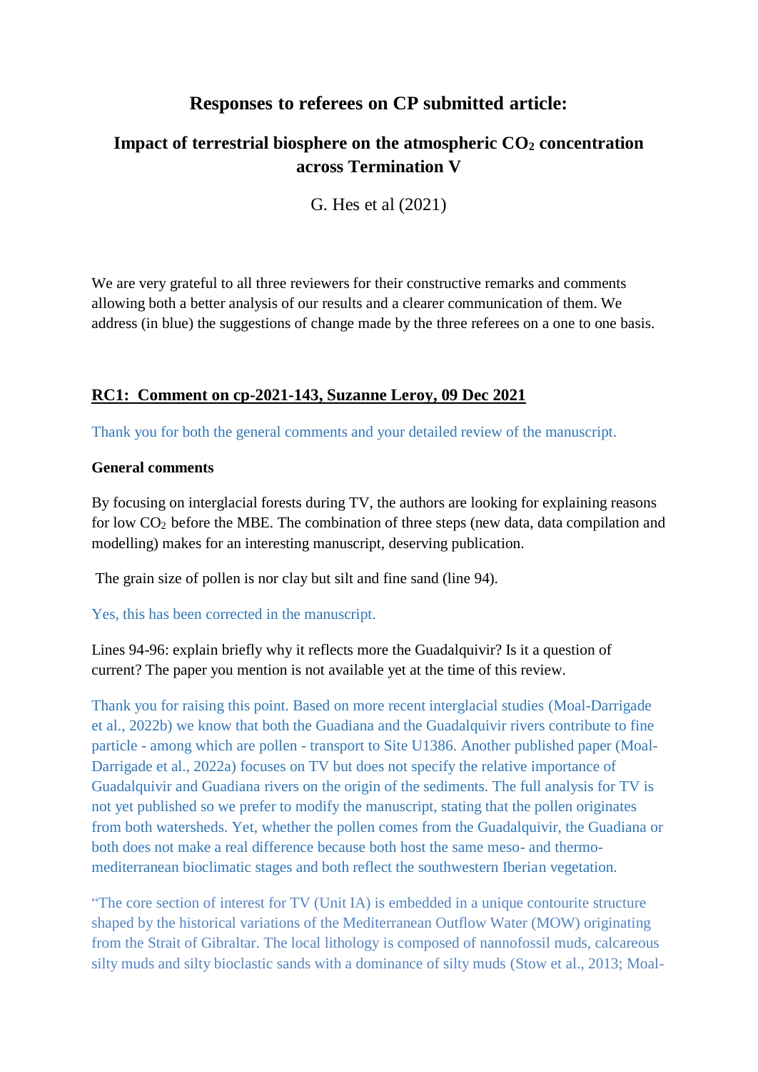# Responses to referees on CP submitted article:

## Impact of terrestrial biosphere on the atmospheric $CO_2$ concentration across Termination V

G. Hes et al (2021)

We are very grateful to all three reviewers for their constructive remarks and comments allowing both a better analysis of our results and a clearer communication of them. We address (in blue) the suggestions of change made by the three referees on a one to one basis.

### RC1: Comment on cp-2021-143, Suzanne Leroy, 09 Dec 2021

Thank you for both the general comments and your detailed review of the manuscript.

**General comments**

By focusing on interglacial forests during TV, the authors are looking for explaining reasons for low $CO_2$ before the MBE. The combination of three steps (new data, data compilation and modelling) makes for an interesting manuscript, deserving publication.

The grain size of pollen is nor clay but silt and fine sand (line 94).

Yes, this has been corrected in the manuscript.

Lines 94-96: explain briefly why it reflects more the Guadalquivir? Is it a question of current? The paper you mention is not available yet at the time of this review.

Thank you for raising this point. Based on more recent interglacial studies (Moal-Darrigade et al., 2022b) we know that both the Guadiana and the Guadalquivir rivers contribute to fine particle - among which are pollen - transport to Site U1386. Another published paper (Moal-Darrigade et al., 2022a) focuses on TV but does not specify the relative importance of Guadalquivir and Guadiana rivers on the origin of the sediments. The full analysis for TV is not yet published so we prefer to modify the manuscript, stating that the pollen originates from both watersheds. Yet, whether the pollen comes from the Guadalquivir, the Guadiana or both does not make a real difference because both host the same meso- and thermo-mediterranean bioclimatic stages and both reflect the southwestern Iberian vegetation.

"The core section of interest for TV (Unit IA) is embedded in a unique contourite structure shaped by the historical variations of the Mediterranean Outflow Water (MOW) originating from the Strait of Gibraltar. The local lithology is composed of nannofossil muds, calcareous silty muds and silty bioclastic sands with a dominance of silty muds (Stow et al., 2013; Moal-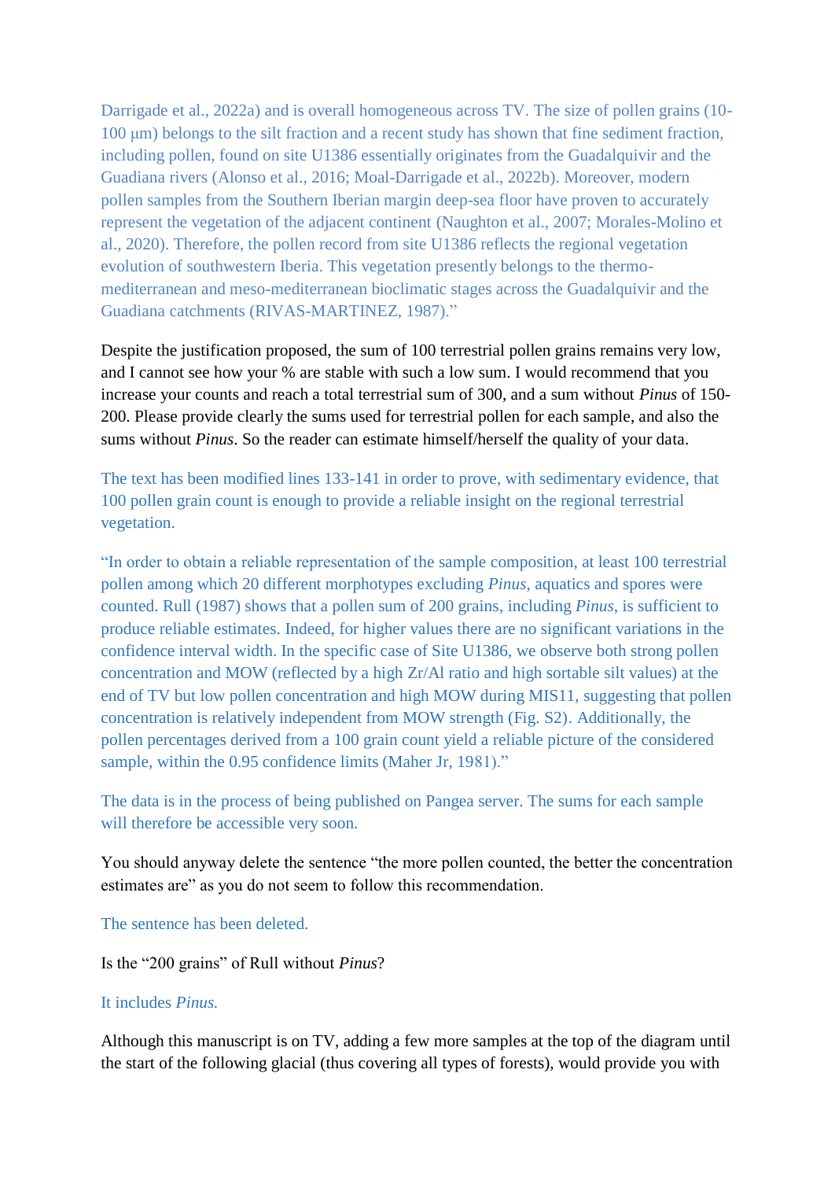Darrigade et al., 2022a) and is overall homogeneous across TV. The size of pollen grains (10-100 μm) belongs to the silt fraction and a recent study has shown that fine sediment fraction, including pollen, found on site U1386 essentially originates from the Guadalquivir and the Guadiana rivers (Alonso et al., 2016; Moal-Darrigade et al., 2022b). Moreover, modern pollen samples from the Southern Iberian margin deep-sea floor have proven to accurately represent the vegetation of the adjacent continent (Naughton et al., 2007; Morales-Molino et al., 2020). Therefore, the pollen record from site U1386 reflects the regional vegetation evolution of southwestern Iberia. This vegetation presently belongs to the thermo-mediterranean and meso-mediterranean bioclimatic stages across the Guadalquivir and the Guadiana catchments (RIVAS-MARTINEZ, 1987)."

Despite the justification proposed, the sum of 100 terrestrial pollen grains remains very low, and I cannot see how your % are stable with such a low sum. I would recommend that you increase your counts and reach a total terrestrial sum of 300, and a sum without *Pinus* of 150-200. Please provide clearly the sums used for terrestrial pollen for each sample, and also the sums without *Pinus*. So the reader can estimate himself/herself the quality of your data.

The text has been modified lines 133-141 in order to prove, with sedimentary evidence, that 100 pollen grain count is enough to provide a reliable insight on the regional terrestrial vegetation.

"In order to obtain a reliable representation of the sample composition, at least 100 terrestrial pollen among which 20 different morphotypes excluding *Pinus*, aquatics and spores were counted. Rull (1987) shows that a pollen sum of 200 grains, including *Pinus*, is sufficient to produce reliable estimates. Indeed, for higher values there are no significant variations in the confidence interval width. In the specific case of Site U1386, we observe both strong pollen concentration and MOW (reflected by a high Zr/Al ratio and high sortable silt values) at the end of TV but low pollen concentration and high MOW during MIS11, suggesting that pollen concentration is relatively independent from MOW strength (Fig. S2). Additionally, the pollen percentages derived from a 100 grain count yield a reliable picture of the considered sample, within the 0.95 confidence limits (Maher Jr, 1981)."

The data is in the process of being published on Pangea server. The sums for each sample will therefore be accessible very soon.

You should anyway delete the sentence "the more pollen counted, the better the concentration estimates are" as you do not seem to follow this recommendation.

The sentence has been deleted.

Is the "200 grains" of Rull without *Pinus*?

It includes *Pinus.*

Although this manuscript is on TV, adding a few more samples at the top of the diagram until the start of the following glacial (thus covering all types of forests), would provide you with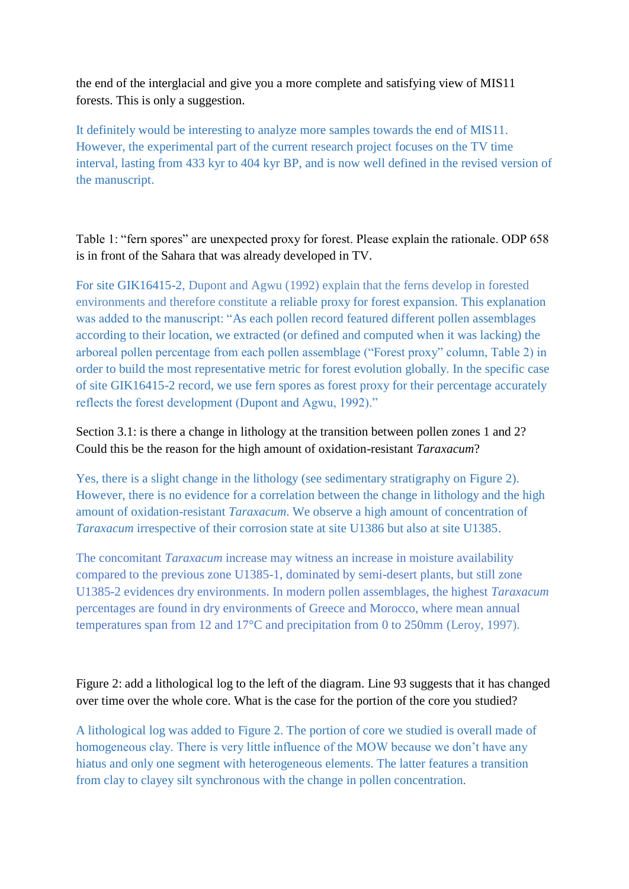the end of the interglacial and give you a more complete and satisfying view of MIS11 forests. This is only a suggestion.

It definitely would be interesting to analyze more samples towards the end of MIS11. However, the experimental part of the current research project focuses on the TV time interval, lasting from 433 kyr to 404 kyr BP, and is now well defined in the revised version of the manuscript.

Table 1: "fern spores" are unexpected proxy for forest. Please explain the rationale. ODP 658 is in front of the Sahara that was already developed in TV.

For site GIK16415-2, Dupont and Agwu (1992) explain that the ferns develop in forested environments and therefore constitute a reliable proxy for forest expansion. This explanation was added to the manuscript: "As each pollen record featured different pollen assemblages according to their location, we extracted (or defined and computed when it was lacking) the arboreal pollen percentage from each pollen assemblage ("Forest proxy" column, Table 2) in order to build the most representative metric for forest evolution globally. In the specific case of site GIK16415-2 record, we use fern spores as forest proxy for their percentage accurately reflects the forest development (Dupont and Agwu, 1992)."

Section 3.1: is there a change in lithology at the transition between pollen zones 1 and 2? Could this be the reason for the high amount of oxidation-resistant *Taraxacum*?

Yes, there is a slight change in the lithology (see sedimentary stratigraphy on Figure 2). However, there is no evidence for a correlation between the change in lithology and the high amount of oxidation-resistant *Taraxacum*. We observe a high amount of concentration of *Taraxacum* irrespective of their corrosion state at site U1386 but also at site U1385.

The concomitant *Taraxacum* increase may witness an increase in moisture availability compared to the previous zone U1385-1, dominated by semi-desert plants, but still zone U1385-2 evidences dry environments. In modern pollen assemblages, the highest *Taraxacum* percentages are found in dry environments of Greece and Morocco, where mean annual temperatures span from 12 and 17°C and precipitation from 0 to 250mm (Leroy, 1997).

Figure 2: add a lithological log to the left of the diagram. Line 93 suggests that it has changed over time over the whole core. What is the case for the portion of the core you studied?

A lithological log was added to Figure 2. The portion of core we studied is overall made of homogeneous clay. There is very little influence of the MOW because we don't have any hiatus and only one segment with heterogeneous elements. The latter features a transition from clay to clayey silt synchronous with the change in pollen concentration.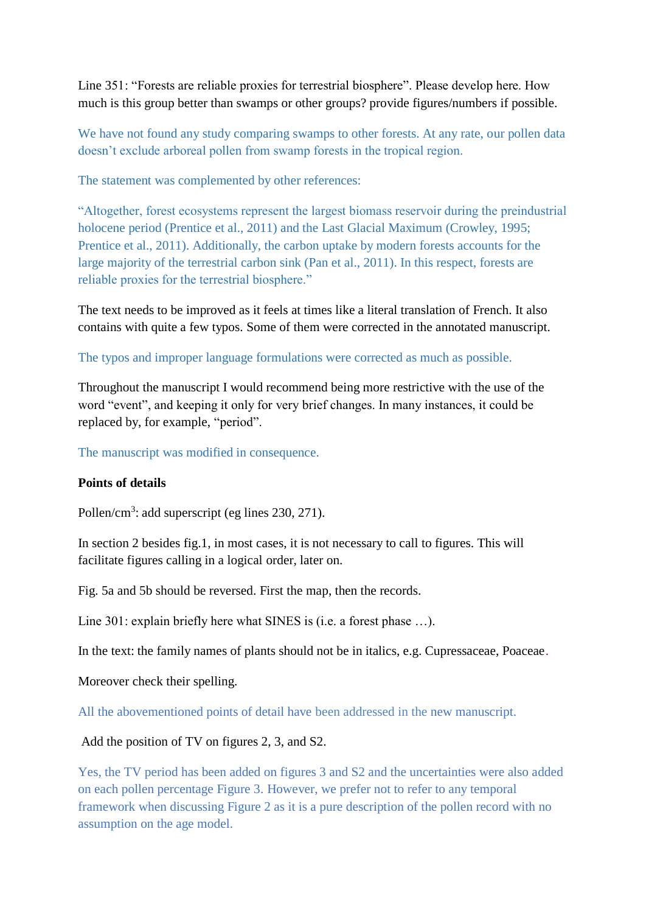Line 351: "Forests are reliable proxies for terrestrial biosphere". Please develop here. How much is this group better than swamps or other groups? provide figures/numbers if possible.

We have not found any study comparing swamps to other forests. At any rate, our pollen data doesn't exclude arboreal pollen from swamp forests in the tropical region.

The statement was complemented by other references:

"Altogether, forest ecosystems represent the largest biomass reservoir during the preindustrial holocene period (Prentice et al., 2011) and the Last Glacial Maximum (Crowley, 1995; Prentice et al., 2011). Additionally, the carbon uptake by modern forests accounts for the large majority of the terrestrial carbon sink (Pan et al., 2011). In this respect, forests are reliable proxies for the terrestrial biosphere."

The text needs to be improved as it feels at times like a literal translation of French. It also contains with quite a few typos. Some of them were corrected in the annotated manuscript.

The typos and improper language formulations were corrected as much as possible.

Throughout the manuscript I would recommend being more restrictive with the use of the word "event", and keeping it only for very brief changes. In many instances, it could be replaced by, for example, "period".

The manuscript was modified in consequence.

**Points of details**

Pollen/cm$^3$: add superscript (eg lines 230, 271).

In section 2 besides fig.1, in most cases, it is not necessary to call to figures. This will facilitate figures calling in a logical order, later on.

Fig. 5a and 5b should be reversed. First the map, then the records.

Line 301: explain briefly here what SINES is (i.e. a forest phase …).

In the text: the family names of plants should not be in italics, e.g. Cupressaceae, Poaceae.

Moreover check their spelling.

All the abovementioned points of detail have been addressed in the new manuscript.

Add the position of TV on figures 2, 3, and S2.

Yes, the TV period has been added on figures 3 and S2 and the uncertainties were also added on each pollen percentage Figure 3. However, we prefer not to refer to any temporal framework when discussing Figure 2 as it is a pure description of the pollen record with no assumption on the age model.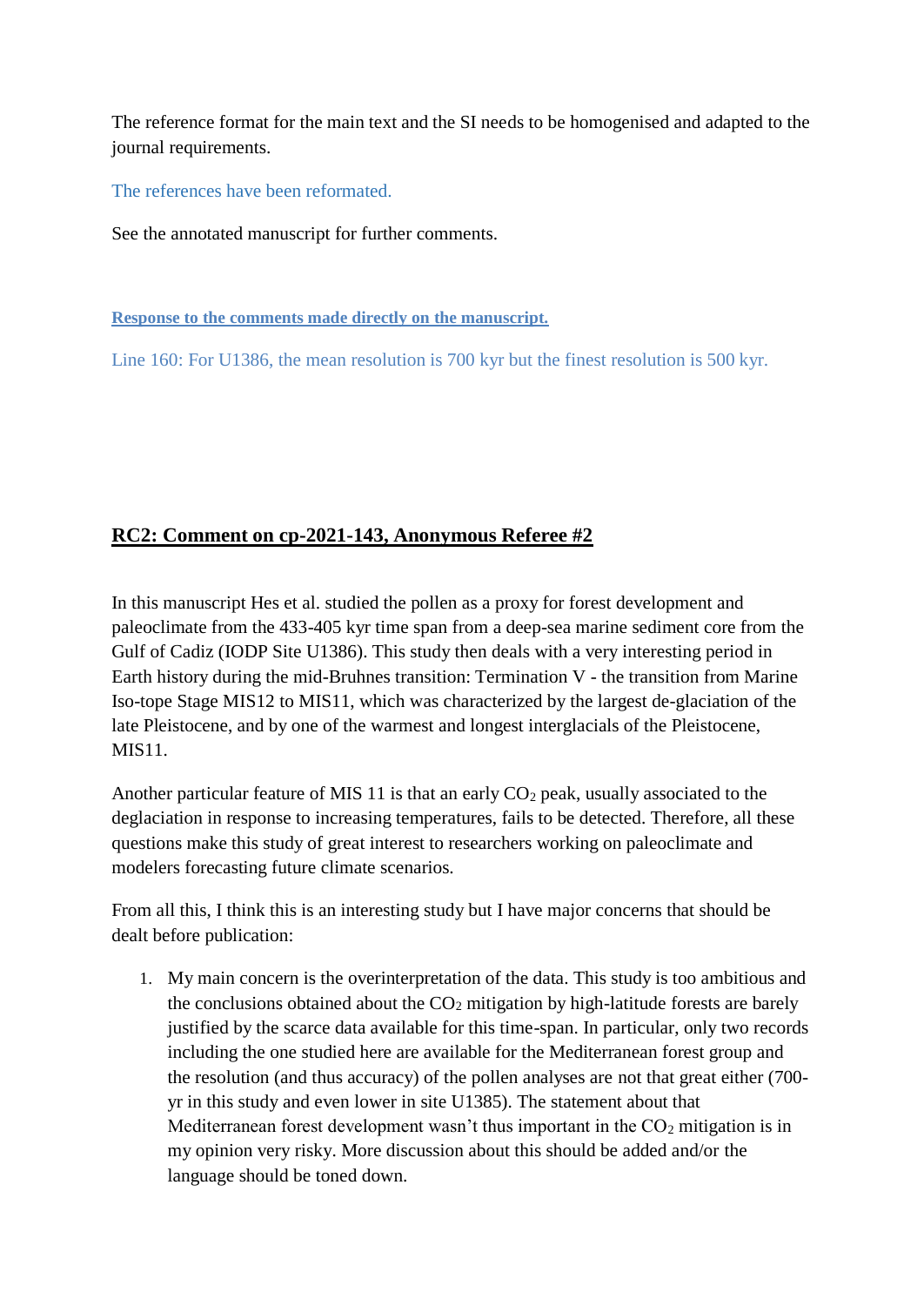The reference format for the main text and the SI needs to be homogenised and adapted to the journal requirements.

The references have been reformated.

See the annotated manuscript for further comments.

**Response to the comments made directly on the manuscript.**

Line 160: For U1386, the mean resolution is 700 kyr but the finest resolution is 500 kyr.

## RC2: Comment on cp-2021-143, Anonymous Referee #2

In this manuscript Hes et al. studied the pollen as a proxy for forest development and paleoclimate from the 433-405 kyr time span from a deep-sea marine sediment core from the Gulf of Cadiz (IODP Site U1386). This study then deals with a very interesting period in Earth history during the mid-Bruhnes transition: Termination V - the transition from Marine Iso-tope Stage MIS12 to MIS11, which was characterized by the largest de-glaciation of the late Pleistocene, and by one of the warmest and longest interglacials of the Pleistocene, MIS11.

Another particular feature of MIS 11 is that an early $CO_2$ peak, usually associated to the deglaciation in response to increasing temperatures, fails to be detected. Therefore, all these questions make this study of great interest to researchers working on paleoclimate and modelers forecasting future climate scenarios.

From all this, I think this is an interesting study but I have major concerns that should be dealt before publication:

1. My main concern is the overinterpretation of the data. This study is too ambitious and the conclusions obtained about the $CO_2$ mitigation by high-latitude forests are barely justified by the scarce data available for this time-span. In particular, only two records including the one studied here are available for the Mediterranean forest group and the resolution (and thus accuracy) of the pollen analyses are not that great either (700-yr in this study and even lower in site U1385). The statement about that Mediterranean forest development wasn't thus important in the $CO_2$ mitigation is in my opinion very risky. More discussion about this should be added and/or the language should be toned down.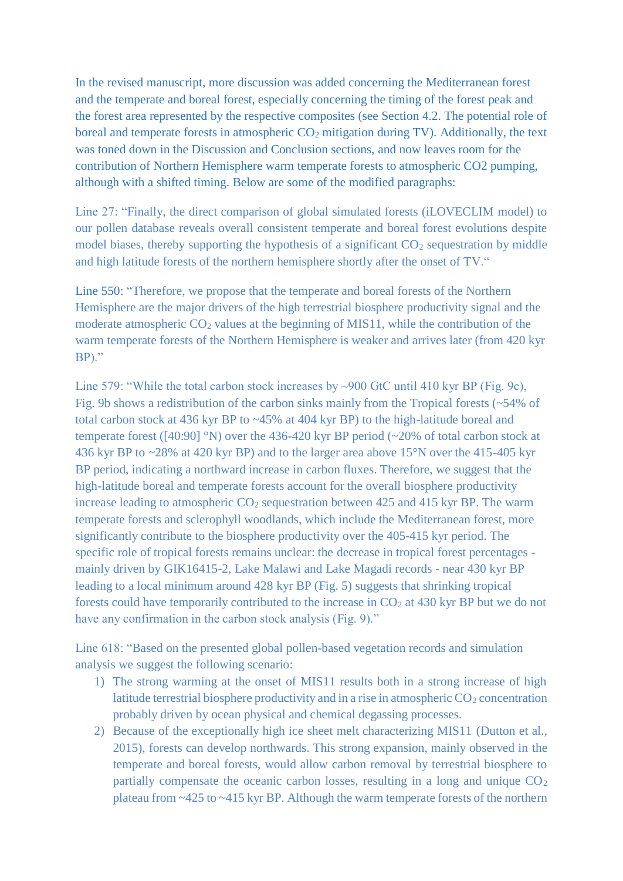In the revised manuscript, more discussion was added concerning the Mediterranean forest and the temperate and boreal forest, especially concerning the timing of the forest peak and the forest area represented by the respective composites (see Section 4.2. The potential role of boreal and temperate forests in atmospheric $CO_2$ mitigation during TV). Additionally, the text was toned down in the Discussion and Conclusion sections, and now leaves room for the contribution of Northern Hemisphere warm temperate forests to atmospheric CO2 pumping, although with a shifted timing. Below are some of the modified paragraphs:

Line 27: "Finally, the direct comparison of global simulated forests (iLOVECLIM model) to our pollen database reveals overall consistent temperate and boreal forest evolutions despite model biases, thereby supporting the hypothesis of a significant $CO_2$ sequestration by middle and high latitude forests of the northern hemisphere shortly after the onset of TV."

Line 550: "Therefore, we propose that the temperate and boreal forests of the Northern Hemisphere are the major drivers of the high terrestrial biosphere productivity signal and the moderate atmospheric $CO_2$ values at the beginning of MIS11, while the contribution of the warm temperate forests of the Northern Hemisphere is weaker and arrives later (from 420 kyr BP)."

Line 579: "While the total carbon stock increases by ~900 GtC until 410 kyr BP (Fig. 9c), Fig. 9b shows a redistribution of the carbon sinks mainly from the Tropical forests (~54% of total carbon stock at 436 kyr BP to ~45% at 404 kyr BP) to the high-latitude boreal and temperate forest ([40:90] °N) over the 436-420 kyr BP period (~20% of total carbon stock at 436 kyr BP to ~28% at 420 kyr BP) and to the larger area above 15°N over the 415-405 kyr BP period, indicating a northward increase in carbon fluxes. Therefore, we suggest that the high-latitude boreal and temperate forests account for the overall biosphere productivity increase leading to atmospheric $CO_2$ sequestration between 425 and 415 kyr BP. The warm temperate forests and sclerophyll woodlands, which include the Mediterranean forest, more significantly contribute to the biosphere productivity over the 405-415 kyr period. The specific role of tropical forests remains unclear: the decrease in tropical forest percentages - mainly driven by GIK16415-2, Lake Malawi and Lake Magadi records - near 430 kyr BP leading to a local minimum around 428 kyr BP (Fig. 5) suggests that shrinking tropical forests could have temporarily contributed to the increase in $CO_2$ at 430 kyr BP but we do not have any confirmation in the carbon stock analysis (Fig. 9)."

Line 618: "Based on the presented global pollen-based vegetation records and simulation analysis we suggest the following scenario:

1) The strong warming at the onset of MIS11 results both in a strong increase of high latitude terrestrial biosphere productivity and in a rise in atmospheric $CO_2$ concentration probably driven by ocean physical and chemical degassing processes.
2) Because of the exceptionally high ice sheet melt characterizing MIS11 (Dutton et al., 2015), forests can develop northwards. This strong expansion, mainly observed in the temperate and boreal forests, would allow carbon removal by terrestrial biosphere to partially compensate the oceanic carbon losses, resulting in a long and unique $CO_2$ plateau from ~425 to ~415 kyr BP. Although the warm temperate forests of the northern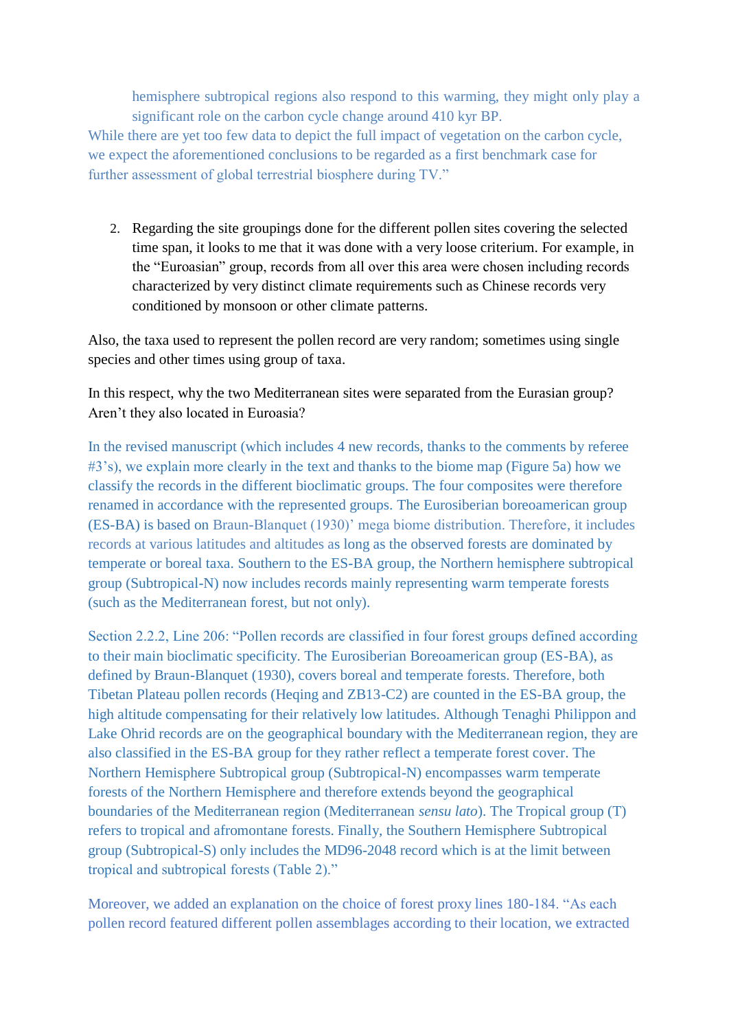hemisphere subtropical regions also respond to this warming, they might only play a significant role on the carbon cycle change around 410 kyr BP.

While there are yet too few data to depict the full impact of vegetation on the carbon cycle, we expect the aforementioned conclusions to be regarded as a first benchmark case for further assessment of global terrestrial biosphere during TV."

2. Regarding the site groupings done for the different pollen sites covering the selected time span, it looks to me that it was done with a very loose criterium. For example, in the "Euroasian" group, records from all over this area were chosen including records characterized by very distinct climate requirements such as Chinese records very conditioned by monsoon or other climate patterns.

Also, the taxa used to represent the pollen record are very random; sometimes using single species and other times using group of taxa.

In this respect, why the two Mediterranean sites were separated from the Eurasian group? Aren't they also located in Euroasia?

In the revised manuscript (which includes 4 new records, thanks to the comments by referee #3's), we explain more clearly in the text and thanks to the biome map (Figure 5a) how we classify the records in the different bioclimatic groups. The four composites were therefore renamed in accordance with the represented groups. The Eurosiberian boreoamerican group (ES-BA) is based on Braun-Blanquet (1930)' mega biome distribution. Therefore, it includes records at various latitudes and altitudes as long as the observed forests are dominated by temperate or boreal taxa. Southern to the ES-BA group, the Northern hemisphere subtropical group (Subtropical-N) now includes records mainly representing warm temperate forests (such as the Mediterranean forest, but not only).

Section 2.2.2, Line 206: "Pollen records are classified in four forest groups defined according to their main bioclimatic specificity. The Eurosiberian Boreoamerican group (ES-BA), as defined by Braun-Blanquet (1930), covers boreal and temperate forests. Therefore, both Tibetan Plateau pollen records (Heqing and ZB13-C2) are counted in the ES-BA group, the high altitude compensating for their relatively low latitudes. Although Tenaghi Philippon and Lake Ohrid records are on the geographical boundary with the Mediterranean region, they are also classified in the ES-BA group for they rather reflect a temperate forest cover. The Northern Hemisphere Subtropical group (Subtropical-N) encompasses warm temperate forests of the Northern Hemisphere and therefore extends beyond the geographical boundaries of the Mediterranean region (Mediterranean *sensu lato*). The Tropical group (T) refers to tropical and afromontane forests. Finally, the Southern Hemisphere Subtropical group (Subtropical-S) only includes the MD96-2048 record which is at the limit between tropical and subtropical forests (Table 2)."

Moreover, we added an explanation on the choice of forest proxy lines 180-184. "As each pollen record featured different pollen assemblages according to their location, we extracted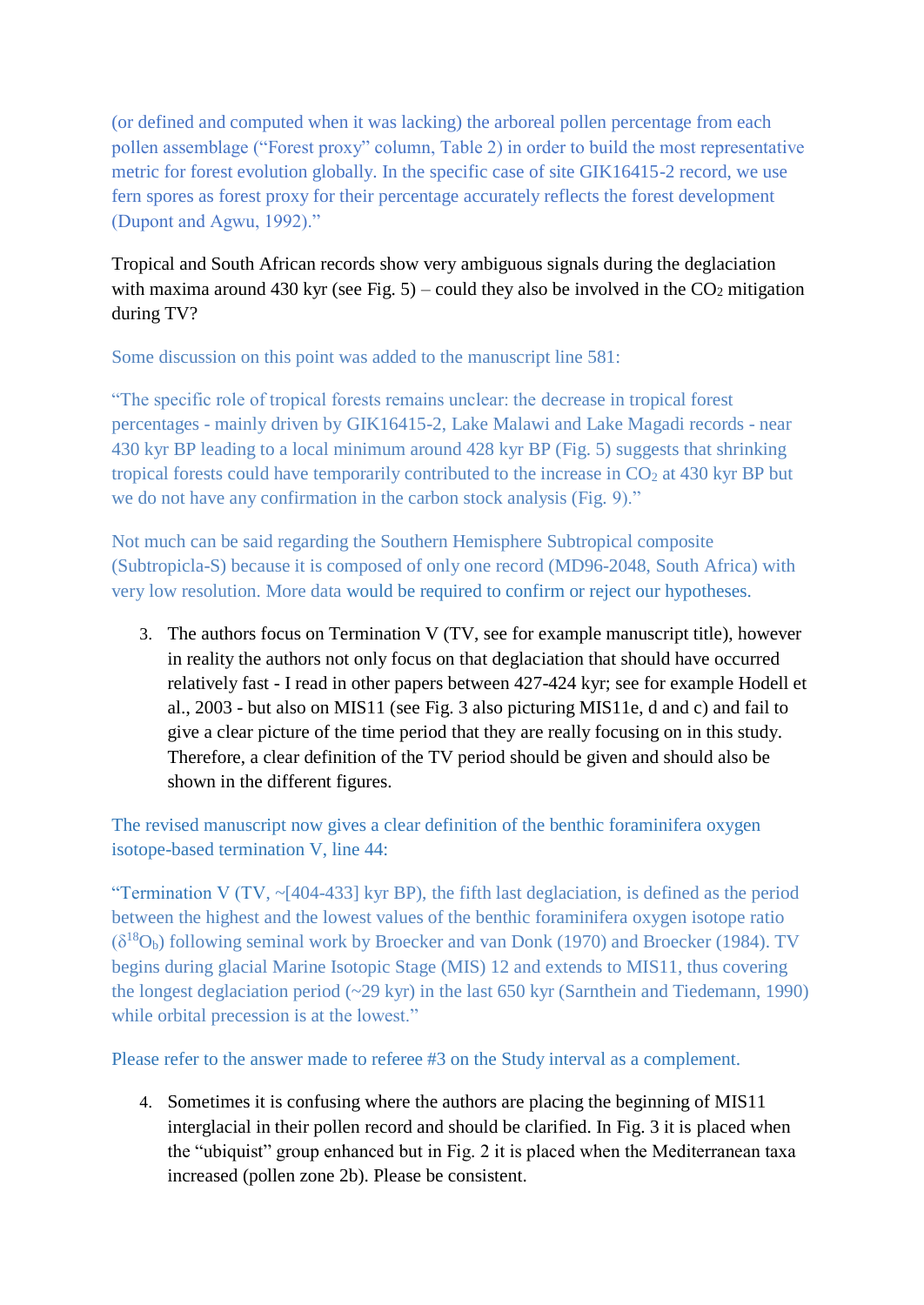(or defined and computed when it was lacking) the arboreal pollen percentage from each pollen assemblage ("Forest proxy" column, Table 2) in order to build the most representative metric for forest evolution globally. In the specific case of site GIK16415-2 record, we use fern spores as forest proxy for their percentage accurately reflects the forest development (Dupont and Agwu, 1992)."

Tropical and South African records show very ambiguous signals during the deglaciation with maxima around 430 kyr (see Fig. 5) – could they also be involved in the $CO_2$ mitigation during TV?

Some discussion on this point was added to the manuscript line 581:

"The specific role of tropical forests remains unclear: the decrease in tropical forest percentages - mainly driven by GIK16415-2, Lake Malawi and Lake Magadi records - near 430 kyr BP leading to a local minimum around 428 kyr BP (Fig. 5) suggests that shrinking tropical forests could have temporarily contributed to the increase in $CO_2$ at 430 kyr BP but we do not have any confirmation in the carbon stock analysis (Fig. 9)."

Not much can be said regarding the Southern Hemisphere Subtropical composite (Subtropicla-S) because it is composed of only one record (MD96-2048, South Africa) with very low resolution. More data would be required to confirm or reject our hypotheses.

3. The authors focus on Termination V (TV, see for example manuscript title), however in reality the authors not only focus on that deglaciation that should have occurred relatively fast - I read in other papers between 427-424 kyr; see for example Hodell et al., 2003 - but also on MIS11 (see Fig. 3 also picturing MIS11e, d and c) and fail to give a clear picture of the time period that they are really focusing on in this study. Therefore, a clear definition of the TV period should be given and should also be shown in the different figures.

The revised manuscript now gives a clear definition of the benthic foraminifera oxygen isotope-based termination V, line 44:

"Termination V (TV, ~[404-433] kyr BP), the fifth last deglaciation, is defined as the period between the highest and the lowest values of the benthic foraminifera oxygen isotope ratio ($\delta^{18}O_b$) following seminal work by Broecker and van Donk (1970) and Broecker (1984). TV begins during glacial Marine Isotopic Stage (MIS) 12 and extends to MIS11, thus covering the longest deglaciation period (~29 kyr) in the last 650 kyr (Sarnthein and Tiedemann, 1990) while orbital precession is at the lowest."

Please refer to the answer made to referee #3 on the Study interval as a complement.

4. Sometimes it is confusing where the authors are placing the beginning of MIS11 interglacial in their pollen record and should be clarified. In Fig. 3 it is placed when the "ubiquist" group enhanced but in Fig. 2 it is placed when the Mediterranean taxa increased (pollen zone 2b). Please be consistent.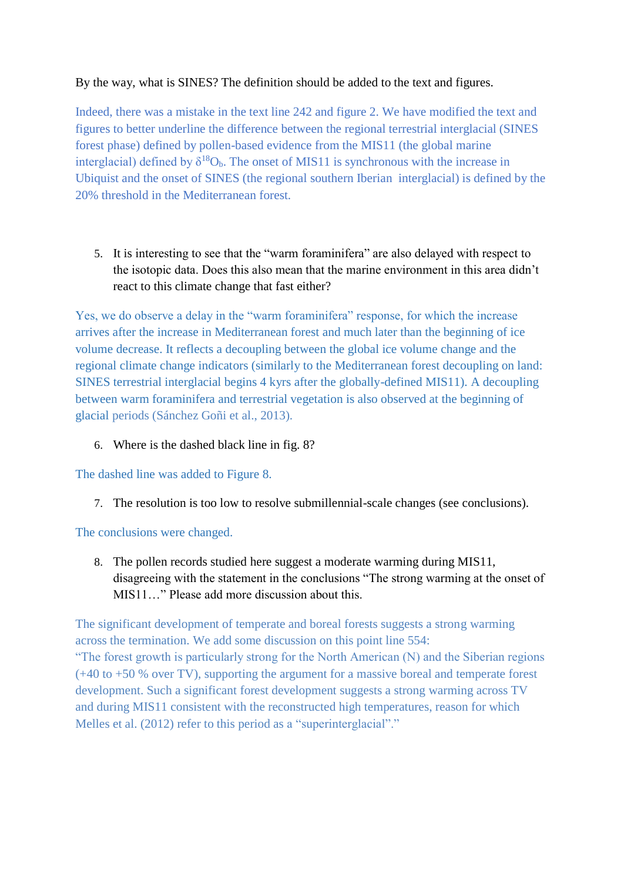By the way, what is SINES? The definition should be added to the text and figures.

Indeed, there was a mistake in the text line 242 and figure 2. We have modified the text and figures to better underline the difference between the regional terrestrial interglacial (SINES forest phase) defined by pollen-based evidence from the MIS11 (the global marine interglacial) defined by $\delta^{18}O_b$. The onset of MIS11 is synchronous with the increase in Ubiquist and the onset of SINES (the regional southern Iberian interglacial) is defined by the 20% threshold in the Mediterranean forest.

5. It is interesting to see that the "warm foraminifera" are also delayed with respect to the isotopic data. Does this also mean that the marine environment in this area didn't react to this climate change that fast either?

Yes, we do observe a delay in the "warm foraminifera" response, for which the increase arrives after the increase in Mediterranean forest and much later than the beginning of ice volume decrease. It reflects a decoupling between the global ice volume change and the regional climate change indicators (similarly to the Mediterranean forest decoupling on land: SINES terrestrial interglacial begins 4 kyrs after the globally-defined MIS11). A decoupling between warm foraminifera and terrestrial vegetation is also observed at the beginning of glacial periods (Sánchez Goñi et al., 2013).

6. Where is the dashed black line in fig. 8?

The dashed line was added to Figure 8.

7. The resolution is too low to resolve submillennial-scale changes (see conclusions).

The conclusions were changed.

8. The pollen records studied here suggest a moderate warming during MIS11, disagreeing with the statement in the conclusions "The strong warming at the onset of MIS11…" Please add more discussion about this.

The significant development of temperate and boreal forests suggests a strong warming across the termination. We add some discussion on this point line 554:
"The forest growth is particularly strong for the North American (N) and the Siberian regions (+40 to +50 % over TV), supporting the argument for a massive boreal and temperate forest development. Such a significant forest development suggests a strong warming across TV and during MIS11 consistent with the reconstructed high temperatures, reason for which Melles et al. (2012) refer to this period as a "superinterglacial"."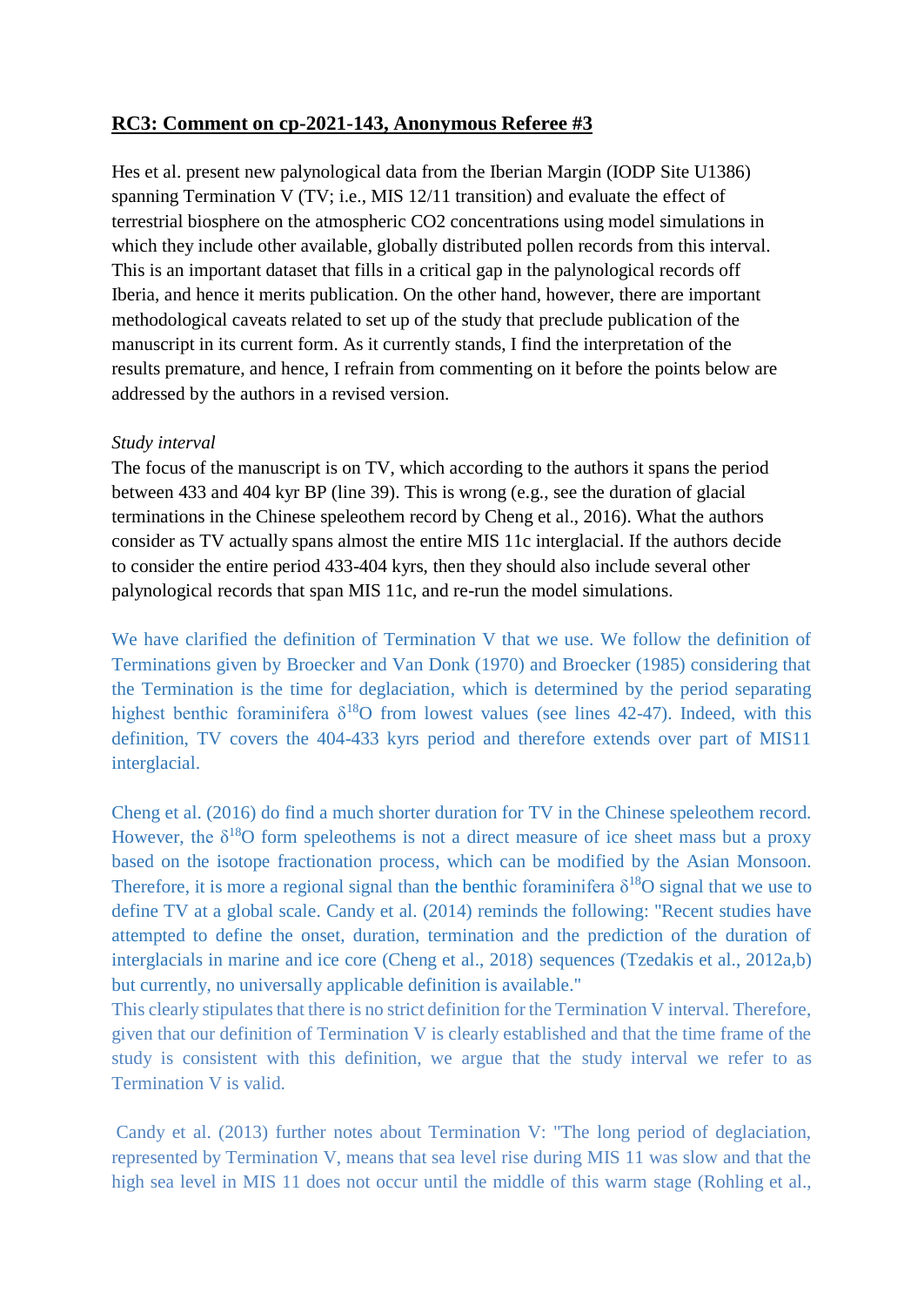## RC3: Comment on cp-2021-143, Anonymous Referee #3

Hes et al. present new palynological data from the Iberian Margin (IODP Site U1386) spanning Termination V (TV; i.e., MIS 12/11 transition) and evaluate the effect of terrestrial biosphere on the atmospheric CO2 concentrations using model simulations in which they include other available, globally distributed pollen records from this interval. This is an important dataset that fills in a critical gap in the palynological records off Iberia, and hence it merits publication. On the other hand, however, there are important methodological caveats related to set up of the study that preclude publication of the manuscript in its current form. As it currently stands, I find the interpretation of the results premature, and hence, I refrain from commenting on it before the points below are addressed by the authors in a revised version.

*Study interval*

The focus of the manuscript is on TV, which according to the authors it spans the period between 433 and 404 kyr BP (line 39). This is wrong (e.g., see the duration of glacial terminations in the Chinese speleothem record by Cheng et al., 2016). What the authors consider as TV actually spans almost the entire MIS 11c interglacial. If the authors decide to consider the entire period 433-404 kyrs, then they should also include several other palynological records that span MIS 11c, and re-run the model simulations.

We have clarified the definition of Termination V that we use. We follow the definition of Terminations given by Broecker and Van Donk (1970) and Broecker (1985) considering that the Termination is the time for deglaciation, which is determined by the period separating highest benthic foraminifera $\delta^{18}O$ from lowest values (see lines 42-47). Indeed, with this definition, TV covers the 404-433 kyrs period and therefore extends over part of MIS11 interglacial.

Cheng et al. (2016) do find a much shorter duration for TV in the Chinese speleothem record. However, the $\delta^{18}O$ form speleothems is not a direct measure of ice sheet mass but a proxy based on the isotope fractionation process, which can be modified by the Asian Monsoon. Therefore, it is more a regional signal than the benthic foraminifera $\delta^{18}O$ signal that we use to define TV at a global scale. Candy et al. (2014) reminds the following: "Recent studies have attempted to define the onset, duration, termination and the prediction of the duration of interglacials in marine and ice core (Cheng et al., 2018) sequences (Tzedakis et al., 2012a,b) but currently, no universally applicable definition is available."

This clearly stipulates that there is no strict definition for the Termination V interval. Therefore, given that our definition of Termination V is clearly established and that the time frame of the study is consistent with this definition, we argue that the study interval we refer to as Termination V is valid.

Candy et al. (2013) further notes about Termination V: "The long period of deglaciation, represented by Termination V, means that sea level rise during MIS 11 was slow and that the high sea level in MIS 11 does not occur until the middle of this warm stage (Rohling et al.,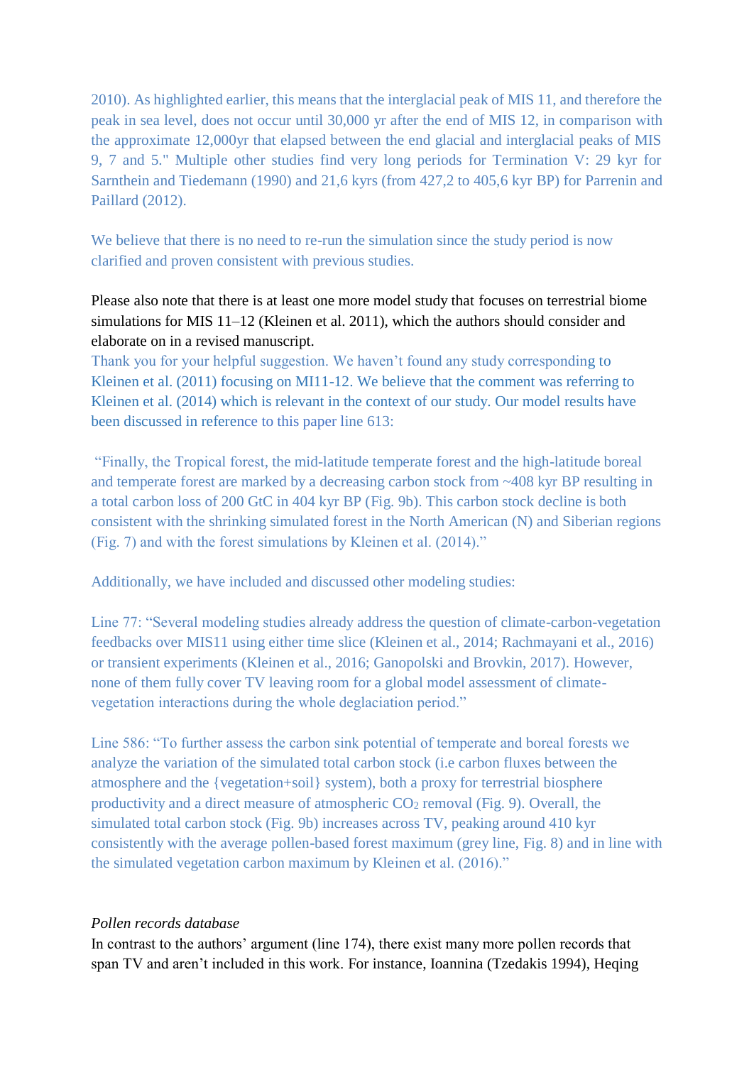2010). As highlighted earlier, this means that the interglacial peak of MIS 11, and therefore the peak in sea level, does not occur until 30,000 yr after the end of MIS 12, in comparison with the approximate 12,000yr that elapsed between the end glacial and interglacial peaks of MIS 9, 7 and 5." Multiple other studies find very long periods for Termination V: 29 kyr for Sarnthein and Tiedemann (1990) and 21,6 kyrs (from 427,2 to 405,6 kyr BP) for Parrenin and Paillard (2012).

We believe that there is no need to re-run the simulation since the study period is now clarified and proven consistent with previous studies.

Please also note that there is at least one more model study that focuses on terrestrial biome simulations for MIS 11–12 (Kleinen et al. 2011), which the authors should consider and elaborate on in a revised manuscript.

Thank you for your helpful suggestion. We haven't found any study corresponding to Kleinen et al. (2011) focusing on MI11-12. We believe that the comment was referring to Kleinen et al. (2014) which is relevant in the context of our study. Our model results have been discussed in reference to this paper line 613:

"Finally, the Tropical forest, the mid-latitude temperate forest and the high-latitude boreal and temperate forest are marked by a decreasing carbon stock from ~408 kyr BP resulting in a total carbon loss of 200 GtC in 404 kyr BP (Fig. 9b). This carbon stock decline is both consistent with the shrinking simulated forest in the North American (N) and Siberian regions (Fig. 7) and with the forest simulations by Kleinen et al. (2014)."

Additionally, we have included and discussed other modeling studies:

Line 77: "Several modeling studies already address the question of climate-carbon-vegetation feedbacks over MIS11 using either time slice (Kleinen et al., 2014; Rachmayani et al., 2016) or transient experiments (Kleinen et al., 2016; Ganopolski and Brovkin, 2017). However, none of them fully cover TV leaving room for a global model assessment of climate-vegetation interactions during the whole deglaciation period."

Line 586: "To further assess the carbon sink potential of temperate and boreal forests we analyze the variation of the simulated total carbon stock (i.e carbon fluxes between the atmosphere and the {vegetation+soil} system), both a proxy for terrestrial biosphere productivity and a direct measure of atmospheric $CO_2$ removal (Fig. 9). Overall, the simulated total carbon stock (Fig. 9b) increases across TV, peaking around 410 kyr consistently with the average pollen-based forest maximum (grey line, Fig. 8) and in line with the simulated vegetation carbon maximum by Kleinen et al. (2016)."

*Pollen records database*

In contrast to the authors' argument (line 174), there exist many more pollen records that span TV and aren't included in this work. For instance, Ioannina (Tzedakis 1994), Heqing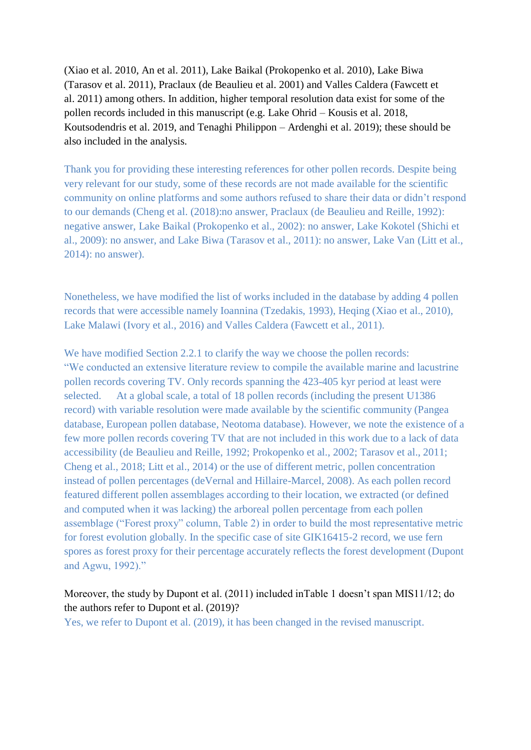(Xiao et al. 2010, An et al. 2011), Lake Baikal (Prokopenko et al. 2010), Lake Biwa (Tarasov et al. 2011), Praclaux (de Beaulieu et al. 2001) and Valles Caldera (Fawcett et al. 2011) among others. In addition, higher temporal resolution data exist for some of the pollen records included in this manuscript (e.g. Lake Ohrid – Kousis et al. 2018, Koutsodendris et al. 2019, and Tenaghi Philippon – Ardenghi et al. 2019); these should be also included in the analysis.

Thank you for providing these interesting references for other pollen records. Despite being very relevant for our study, some of these records are not made available for the scientific community on online platforms and some authors refused to share their data or didn't respond to our demands (Cheng et al. (2018):no answer, Praclaux (de Beaulieu and Reille, 1992): negative answer, Lake Baikal (Prokopenko et al., 2002): no answer, Lake Kokotel (Shichi et al., 2009): no answer, and Lake Biwa (Tarasov et al., 2011): no answer, Lake Van (Litt et al., 2014): no answer).

Nonetheless, we have modified the list of works included in the database by adding 4 pollen records that were accessible namely Ioannina (Tzedakis, 1993), Heqing (Xiao et al., 2010), Lake Malawi (Ivory et al., 2016) and Valles Caldera (Fawcett et al., 2011).

We have modified Section 2.2.1 to clarify the way we choose the pollen records: "We conducted an extensive literature review to compile the available marine and lacustrine pollen records covering TV. Only records spanning the 423-405 kyr period at least were selected. At a global scale, a total of 18 pollen records (including the present U1386 record) with variable resolution were made available by the scientific community (Pangea database, European pollen database, Neotoma database). However, we note the existence of a few more pollen records covering TV that are not included in this work due to a lack of data accessibility (de Beaulieu and Reille, 1992; Prokopenko et al., 2002; Tarasov et al., 2011; Cheng et al., 2018; Litt et al., 2014) or the use of different metric, pollen concentration instead of pollen percentages (deVernal and Hillaire-Marcel, 2008). As each pollen record featured different pollen assemblages according to their location, we extracted (or defined and computed when it was lacking) the arboreal pollen percentage from each pollen assemblage ("Forest proxy" column, Table 2) in order to build the most representative metric for forest evolution globally. In the specific case of site GIK16415-2 record, we use fern spores as forest proxy for their percentage accurately reflects the forest development (Dupont and Agwu, 1992)."

Moreover, the study by Dupont et al. (2011) included inTable 1 doesn't span MIS11/12; do the authors refer to Dupont et al. (2019)?

Yes, we refer to Dupont et al. (2019), it has been changed in the revised manuscript.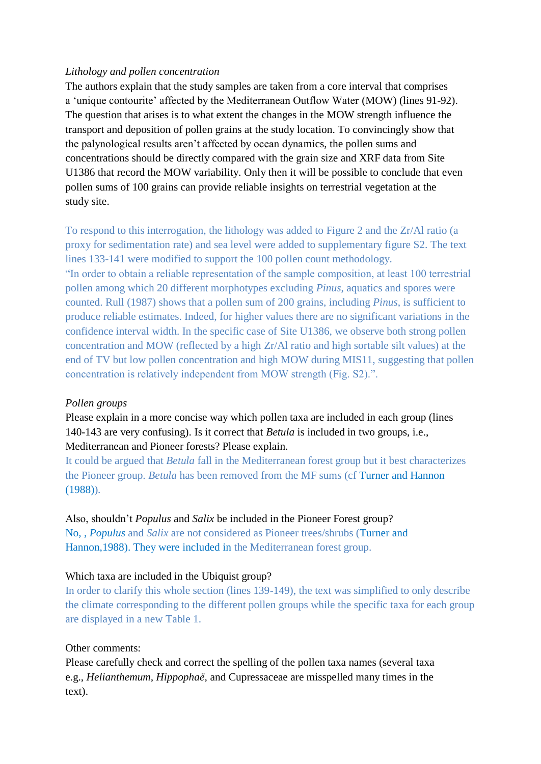*Lithology and pollen concentration*

The authors explain that the study samples are taken from a core interval that comprises a 'unique contourite' affected by the Mediterranean Outflow Water (MOW) (lines 91-92). The question that arises is to what extent the changes in the MOW strength influence the transport and deposition of pollen grains at the study location. To convincingly show that the palynological results aren't affected by ocean dynamics, the pollen sums and concentrations should be directly compared with the grain size and XRF data from Site U1386 that record the MOW variability. Only then it will be possible to conclude that even pollen sums of 100 grains can provide reliable insights on terrestrial vegetation at the study site.

To respond to this interrogation, the lithology was added to Figure 2 and the Zr/Al ratio (a proxy for sedimentation rate) and sea level were added to supplementary figure S2. The text lines 133-141 were modified to support the 100 pollen count methodology.

"In order to obtain a reliable representation of the sample composition, at least 100 terrestrial pollen among which 20 different morphotypes excluding *Pinus*, aquatics and spores were counted. Rull (1987) shows that a pollen sum of 200 grains, including *Pinus*, is sufficient to produce reliable estimates. Indeed, for higher values there are no significant variations in the confidence interval width. In the specific case of Site U1386, we observe both strong pollen concentration and MOW (reflected by a high Zr/Al ratio and high sortable silt values) at the end of TV but low pollen concentration and high MOW during MIS11, suggesting that pollen concentration is relatively independent from MOW strength (Fig. S2).".

*Pollen groups*

Please explain in a more concise way which pollen taxa are included in each group (lines 140-143 are very confusing). Is it correct that *Betula* is included in two groups, i.e., Mediterranean and Pioneer forests? Please explain.

It could be argued that *Betula* fall in the Mediterranean forest group but it best characterizes the Pioneer group. *Betula* has been removed from the MF sums (cf Turner and Hannon (1988)).

Also, shouldn't *Populus* and *Salix* be included in the Pioneer Forest group?

No, , *Populus* and *Salix* are not considered as Pioneer trees/shrubs (Turner and Hannon,1988). They were included in the Mediterranean forest group.

Which taxa are included in the Ubiquist group?

In order to clarify this whole section (lines 139-149), the text was simplified to only describe the climate corresponding to the different pollen groups while the specific taxa for each group are displayed in a new Table 1.

Other comments:

Please carefully check and correct the spelling of the pollen taxa names (several taxa e.g., *Helianthemum*, *Hippophaë*, and Cupressaceae are misspelled many times in the text).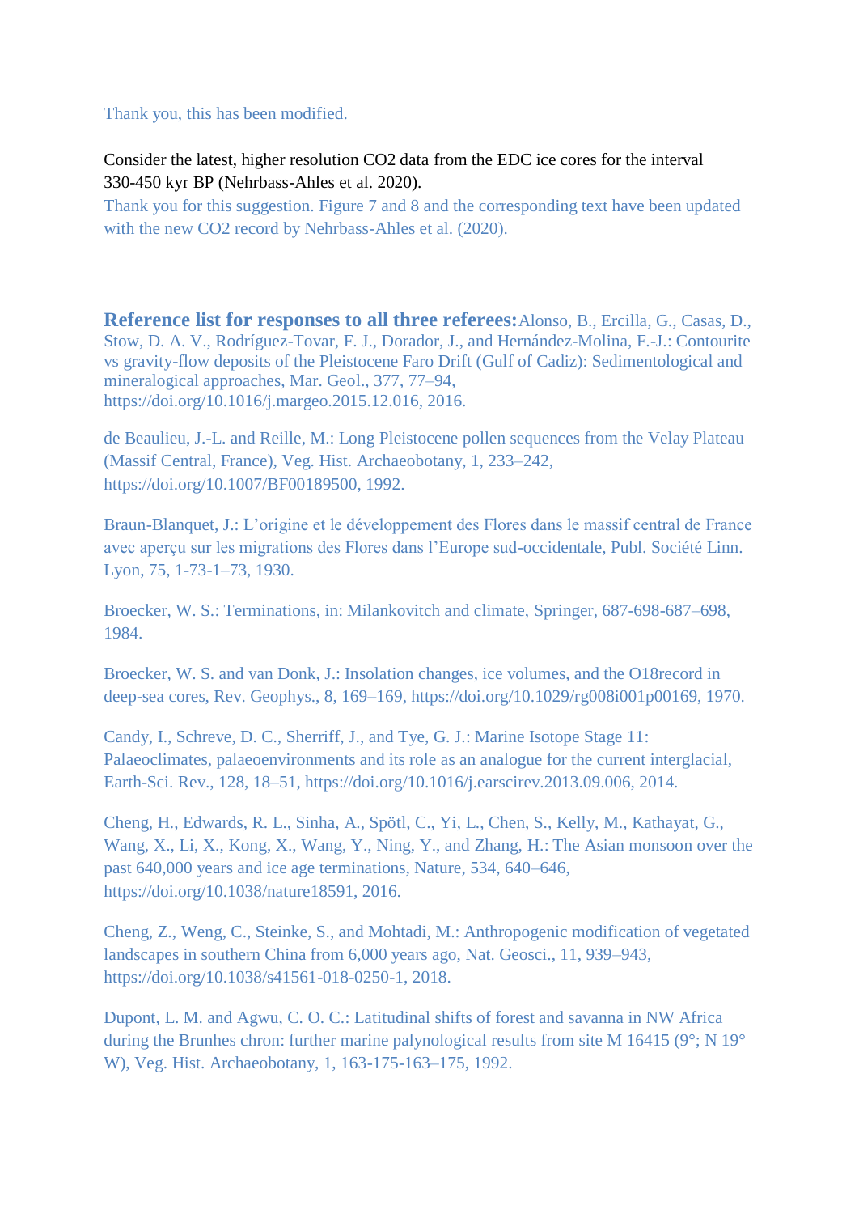Thank you, this has been modified.

Consider the latest, higher resolution CO2 data from the EDC ice cores for the interval 330-450 kyr BP (Nehrbass-Ahles et al. 2020).

Thank you for this suggestion. Figure 7 and 8 and the corresponding text have been updated with the new CO2 record by Nehrbass-Ahles et al. (2020).

**Reference list for responses to all three referees:** Alonso, B., Ercilla, G., Casas, D., Stow, D. A. V., Rodríguez-Tovar, F. J., Dorador, J., and Hernández-Molina, F.-J.: Contourite vs gravity-flow deposits of the Pleistocene Faro Drift (Gulf of Cadiz): Sedimentological and mineralogical approaches, Mar. Geol., 377, 77–94, https://doi.org/10.1016/j.margeo.2015.12.016, 2016.

de Beaulieu, J.-L. and Reille, M.: Long Pleistocene pollen sequences from the Velay Plateau (Massif Central, France), Veg. Hist. Archaeobotany, 1, 233–242, https://doi.org/10.1007/BF00189500, 1992.

Braun-Blanquet, J.: L'origine et le développement des Flores dans le massif central de France avec aperçu sur les migrations des Flores dans l'Europe sud-occidentale, Publ. Société Linn. Lyon, 75, 1-73-1–73, 1930.

Broecker, W. S.: Terminations, in: Milankovitch and climate, Springer, 687-698-687–698, 1984.

Broecker, W. S. and van Donk, J.: Insolation changes, ice volumes, and the O18record in deep-sea cores, Rev. Geophys., 8, 169–169, https://doi.org/10.1029/rg008i001p00169, 1970.

Candy, I., Schreve, D. C., Sherriff, J., and Tye, G. J.: Marine Isotope Stage 11: Palaeoclimates, palaeoenvironments and its role as an analogue for the current interglacial, Earth-Sci. Rev., 128, 18–51, https://doi.org/10.1016/j.earscirev.2013.09.006, 2014.

Cheng, H., Edwards, R. L., Sinha, A., Spötl, C., Yi, L., Chen, S., Kelly, M., Kathayat, G., Wang, X., Li, X., Kong, X., Wang, Y., Ning, Y., and Zhang, H.: The Asian monsoon over the past 640,000 years and ice age terminations, Nature, 534, 640–646, https://doi.org/10.1038/nature18591, 2016.

Cheng, Z., Weng, C., Steinke, S., and Mohtadi, M.: Anthropogenic modification of vegetated landscapes in southern China from 6,000 years ago, Nat. Geosci., 11, 939–943, https://doi.org/10.1038/s41561-018-0250-1, 2018.

Dupont, L. M. and Agwu, C. O. C.: Latitudinal shifts of forest and savanna in NW Africa during the Brunhes chron: further marine palynological results from site M 16415 (9°; N 19° W), Veg. Hist. Archaeobotany, 1, 163-175-163–175, 1992.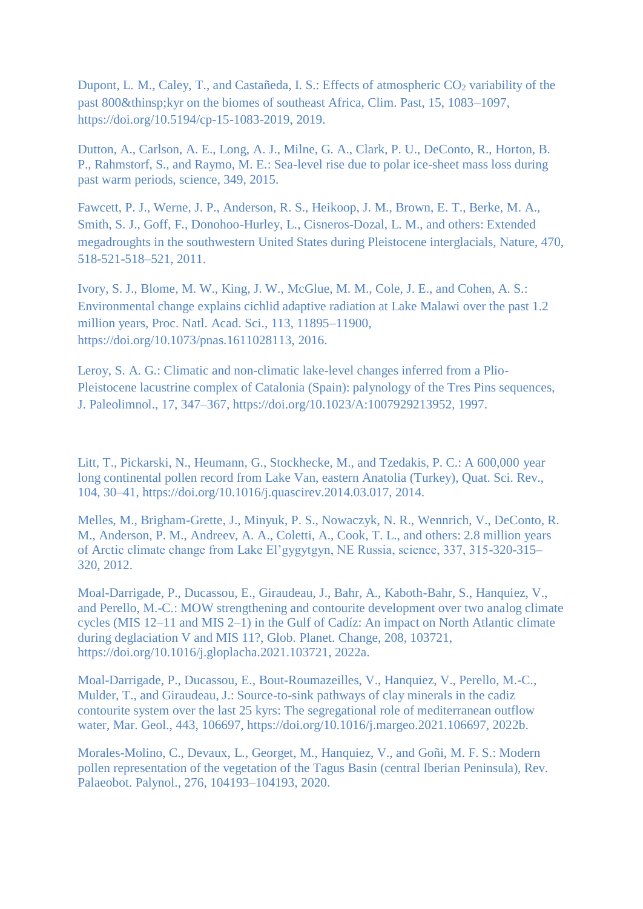Dupont, L. M., Caley, T., and Castañeda, I. S.: Effects of atmospheric $CO_2$ variability of the past 800&thinsp;kyr on the biomes of southeast Africa, Clim. Past, 15, 1083–1097, https://doi.org/10.5194/cp-15-1083-2019, 2019.

Dutton, A., Carlson, A. E., Long, A. J., Milne, G. A., Clark, P. U., DeConto, R., Horton, B. P., Rahmstorf, S., and Raymo, M. E.: Sea-level rise due to polar ice-sheet mass loss during past warm periods, science, 349, 2015.

Fawcett, P. J., Werne, J. P., Anderson, R. S., Heikoop, J. M., Brown, E. T., Berke, M. A., Smith, S. J., Goff, F., Donohoo-Hurley, L., Cisneros-Dozal, L. M., and others: Extended megadroughts in the southwestern United States during Pleistocene interglacials, Nature, 470, 518-521-518–521, 2011.

Ivory, S. J., Blome, M. W., King, J. W., McGlue, M. M., Cole, J. E., and Cohen, A. S.: Environmental change explains cichlid adaptive radiation at Lake Malawi over the past 1.2 million years, Proc. Natl. Acad. Sci., 113, 11895–11900, https://doi.org/10.1073/pnas.1611028113, 2016.

Leroy, S. A. G.: Climatic and non-climatic lake-level changes inferred from a Plio-Pleistocene lacustrine complex of Catalonia (Spain): palynology of the Tres Pins sequences, J. Paleolimnol., 17, 347–367, https://doi.org/10.1023/A:1007929213952, 1997.

Litt, T., Pickarski, N., Heumann, G., Stockhecke, M., and Tzedakis, P. C.: A 600,000 year long continental pollen record from Lake Van, eastern Anatolia (Turkey), Quat. Sci. Rev., 104, 30–41, https://doi.org/10.1016/j.quascirev.2014.03.017, 2014.

Melles, M., Brigham-Grette, J., Minyuk, P. S., Nowaczyk, N. R., Wennrich, V., DeConto, R. M., Anderson, P. M., Andreev, A. A., Coletti, A., Cook, T. L., and others: 2.8 million years of Arctic climate change from Lake El'gygytgyn, NE Russia, science, 337, 315-320-315–320, 2012.

Moal-Darrigade, P., Ducassou, E., Giraudeau, J., Bahr, A., Kaboth-Bahr, S., Hanquiez, V., and Perello, M.-C.: MOW strengthening and contourite development over two analog climate cycles (MIS 12–11 and MIS 2–1) in the Gulf of Cadíz: An impact on North Atlantic climate during deglaciation V and MIS 11?, Glob. Planet. Change, 208, 103721, https://doi.org/10.1016/j.gloplacha.2021.103721, 2022a.

Moal-Darrigade, P., Ducassou, E., Bout-Roumazeilles, V., Hanquiez, V., Perello, M.-C., Mulder, T., and Giraudeau, J.: Source-to-sink pathways of clay minerals in the cadiz contourite system over the last 25 kyrs: The segregational role of mediterranean outflow water, Mar. Geol., 443, 106697, https://doi.org/10.1016/j.margeo.2021.106697, 2022b.

Morales-Molino, C., Devaux, L., Georget, M., Hanquiez, V., and Goñi, M. F. S.: Modern pollen representation of the vegetation of the Tagus Basin (central Iberian Peninsula), Rev. Palaeobot. Palynol., 276, 104193–104193, 2020.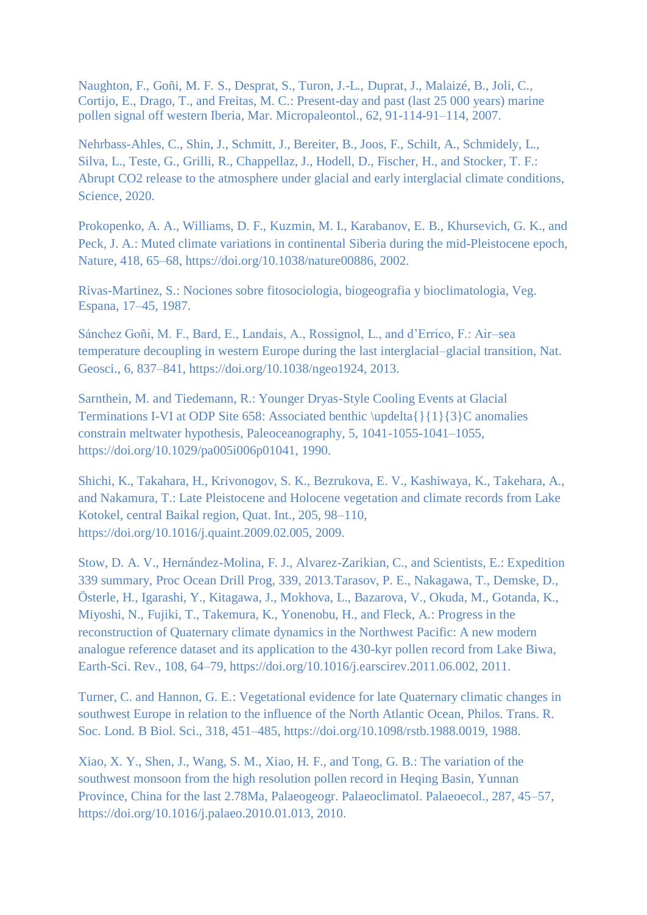Naughton, F., Goñi, M. F. S., Desprat, S., Turon, J.-L., Duprat, J., Malaizé, B., Joli, C., Cortijo, E., Drago, T., and Freitas, M. C.: Present-day and past (last 25 000 years) marine pollen signal off western Iberia, Mar. Micropaleontol., 62, 91-114-91–114, 2007.

Nehrbass-Ahles, C., Shin, J., Schmitt, J., Bereiter, B., Joos, F., Schilt, A., Schmidely, L., Silva, L., Teste, G., Grilli, R., Chappellaz, J., Hodell, D., Fischer, H., and Stocker, T. F.: Abrupt CO2 release to the atmosphere under glacial and early interglacial climate conditions, Science, 2020.

Prokopenko, A. A., Williams, D. F., Kuzmin, M. I., Karabanov, E. B., Khursevich, G. K., and Peck, J. A.: Muted climate variations in continental Siberia during the mid-Pleistocene epoch, Nature, 418, 65–68, https://doi.org/10.1038/nature00886, 2002.

Rivas-Martinez, S.: Nociones sobre fitosociologia, biogeografia y bioclimatologia, Veg. Espana, 17–45, 1987.

Sánchez Goñi, M. F., Bard, E., Landais, A., Rossignol, L., and d'Errico, F.: Air–sea temperature decoupling in western Europe during the last interglacial–glacial transition, Nat. Geosci., 6, 837–841, https://doi.org/10.1038/ngeo1924, 2013.

Sarnthein, M. and Tiedemann, R.: Younger Dryas-Style Cooling Events at Glacial Terminations I-VI at ODP Site 658: Associated benthic \updelta{}{1}{3}C anomalies constrain meltwater hypothesis, Paleoceanography, 5, 1041-1055-1041–1055, https://doi.org/10.1029/pa005i006p01041, 1990.

Shichi, K., Takahara, H., Krivonogov, S. K., Bezrukova, E. V., Kashiwaya, K., Takehara, A., and Nakamura, T.: Late Pleistocene and Holocene vegetation and climate records from Lake Kotokel, central Baikal region, Quat. Int., 205, 98–110, https://doi.org/10.1016/j.quaint.2009.02.005, 2009.

Stow, D. A. V., Hernández-Molina, F. J., Alvarez-Zarikian, C., and Scientists, E.: Expedition 339 summary, Proc Ocean Drill Prog, 339, 2013.Tarasov, P. E., Nakagawa, T., Demske, D., Österle, H., Igarashi, Y., Kitagawa, J., Mokhova, L., Bazarova, V., Okuda, M., Gotanda, K., Miyoshi, N., Fujiki, T., Takemura, K., Yonenobu, H., and Fleck, A.: Progress in the reconstruction of Quaternary climate dynamics in the Northwest Pacific: A new modern analogue reference dataset and its application to the 430-kyr pollen record from Lake Biwa, Earth-Sci. Rev., 108, 64–79, https://doi.org/10.1016/j.earscirev.2011.06.002, 2011.

Turner, C. and Hannon, G. E.: Vegetational evidence for late Quaternary climatic changes in southwest Europe in relation to the influence of the North Atlantic Ocean, Philos. Trans. R. Soc. Lond. B Biol. Sci., 318, 451–485, https://doi.org/10.1098/rstb.1988.0019, 1988.

Xiao, X. Y., Shen, J., Wang, S. M., Xiao, H. F., and Tong, G. B.: The variation of the southwest monsoon from the high resolution pollen record in Heqing Basin, Yunnan Province, China for the last 2.78Ma, Palaeogeogr. Palaeoclimatol. Palaeoecol., 287, 45–57, https://doi.org/10.1016/j.palaeo.2010.01.013, 2010.